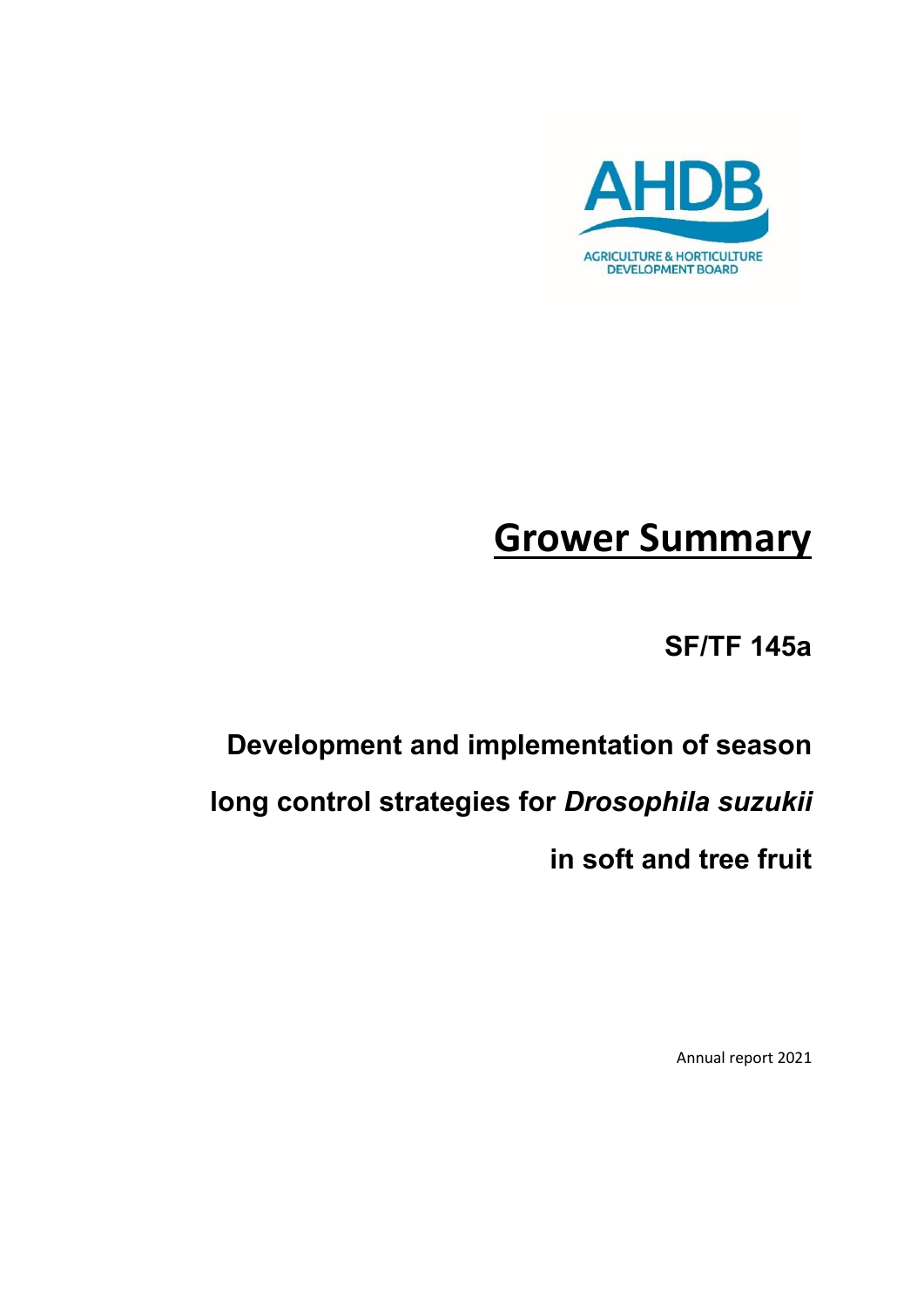AHDB

AGRICULTURE & HORTICULTURE DEVELOPMENT BOARD

# Grower Summary

## SF/TF 145a

## Development and implementation of season long control strategies for *Drosophila suzukii* in soft and tree fruit

Annual report 2021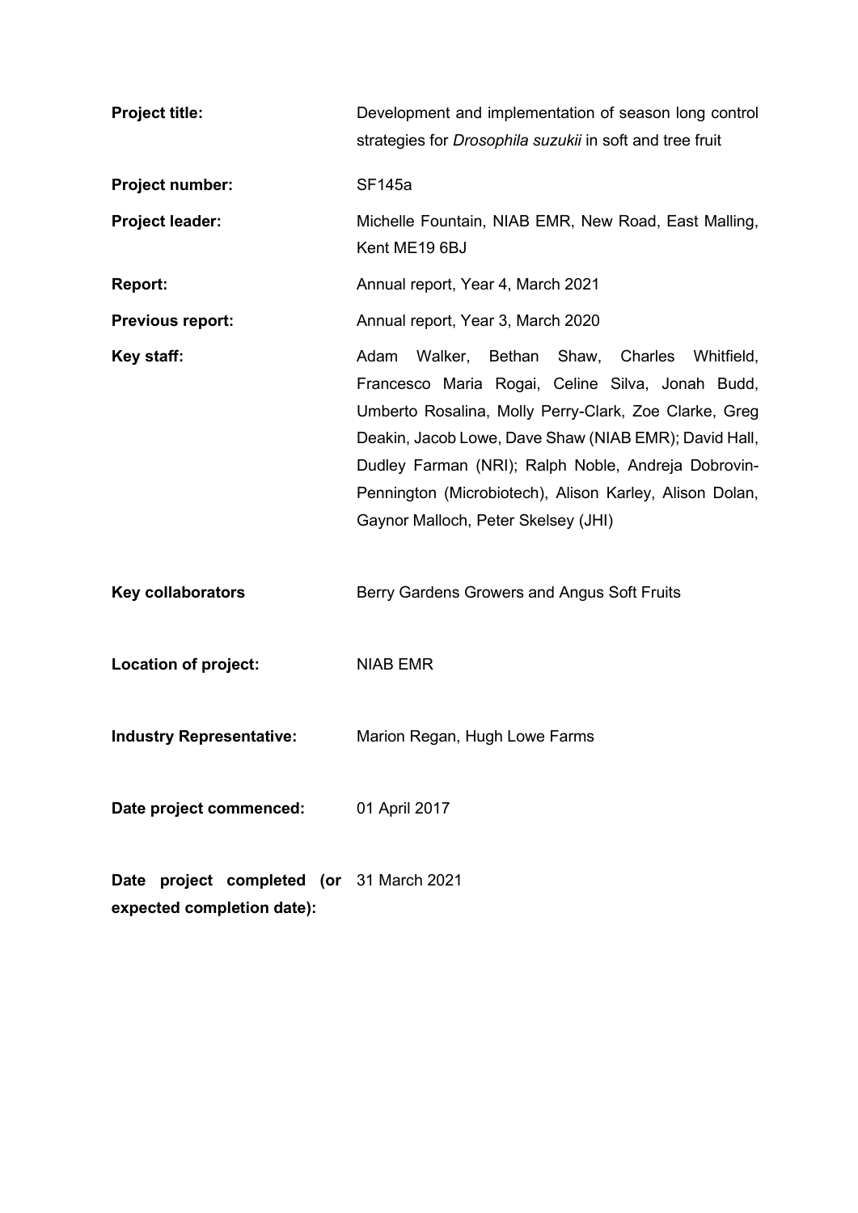| | |
|---|---|
| **Project title:** | Development and implementation of season long control strategies for *Drosophila suzukii* in soft and tree fruit |
| **Project number:** | SF145a |
| **Project leader:** | Michelle Fountain, NIAB EMR, New Road, East Malling, Kent ME19 6BJ |
| **Report:** | Annual report, Year 4, March 2021 |
| **Previous report:** | Annual report, Year 3, March 2020 |
| **Key staff:** | Adam Walker, Bethan Shaw, Charles Whitfield, Francesco Maria Rogai, Celine Silva, Jonah Budd, Umberto Rosalina, Molly Perry-Clark, Zoe Clarke, Greg Deakin, Jacob Lowe, Dave Shaw (NIAB EMR); David Hall, Dudley Farman (NRI); Ralph Noble, Andreja Dobrovin-Pennington (Microbiotech), Alison Karley, Alison Dolan, Gaynor Malloch, Peter Skelsey (JHI) |
| **Key collaborators** | Berry Gardens Growers and Angus Soft Fruits |
| **Location of project:** | NIAB EMR |
| **Industry Representative:** | Marion Regan, Hugh Lowe Farms |
| **Date project commenced:** | 01 April 2017 |
| **Date project completed (or expected completion date):** | 31 March 2021 |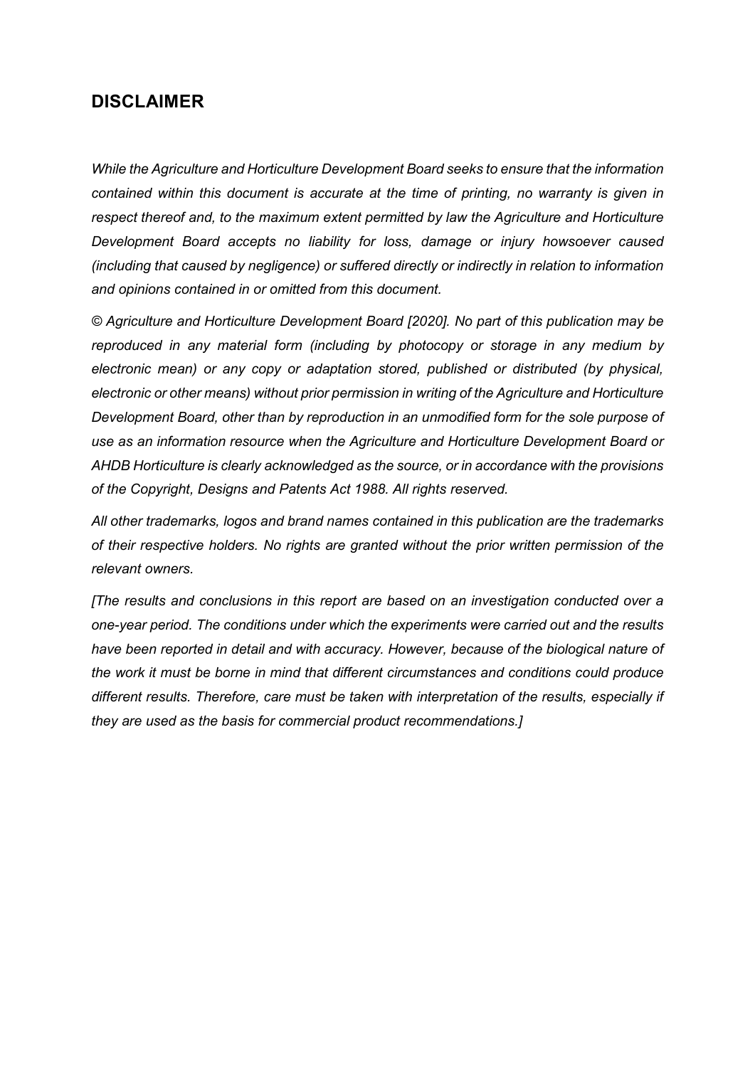## DISCLAIMER

*While the Agriculture and Horticulture Development Board seeks to ensure that the information contained within this document is accurate at the time of printing, no warranty is given in respect thereof and, to the maximum extent permitted by law the Agriculture and Horticulture Development Board accepts no liability for loss, damage or injury howsoever caused (including that caused by negligence) or suffered directly or indirectly in relation to information and opinions contained in or omitted from this document.*

*© Agriculture and Horticulture Development Board [2020]. No part of this publication may be reproduced in any material form (including by photocopy or storage in any medium by electronic mean) or any copy or adaptation stored, published or distributed (by physical, electronic or other means) without prior permission in writing of the Agriculture and Horticulture Development Board, other than by reproduction in an unmodified form for the sole purpose of use as an information resource when the Agriculture and Horticulture Development Board or AHDB Horticulture is clearly acknowledged as the source, or in accordance with the provisions of the Copyright, Designs and Patents Act 1988. All rights reserved.*

*All other trademarks, logos and brand names contained in this publication are the trademarks of their respective holders. No rights are granted without the prior written permission of the relevant owners.*

*[The results and conclusions in this report are based on an investigation conducted over a one-year period. The conditions under which the experiments were carried out and the results have been reported in detail and with accuracy. However, because of the biological nature of the work it must be borne in mind that different circumstances and conditions could produce different results. Therefore, care must be taken with interpretation of the results, especially if they are used as the basis for commercial product recommendations.]*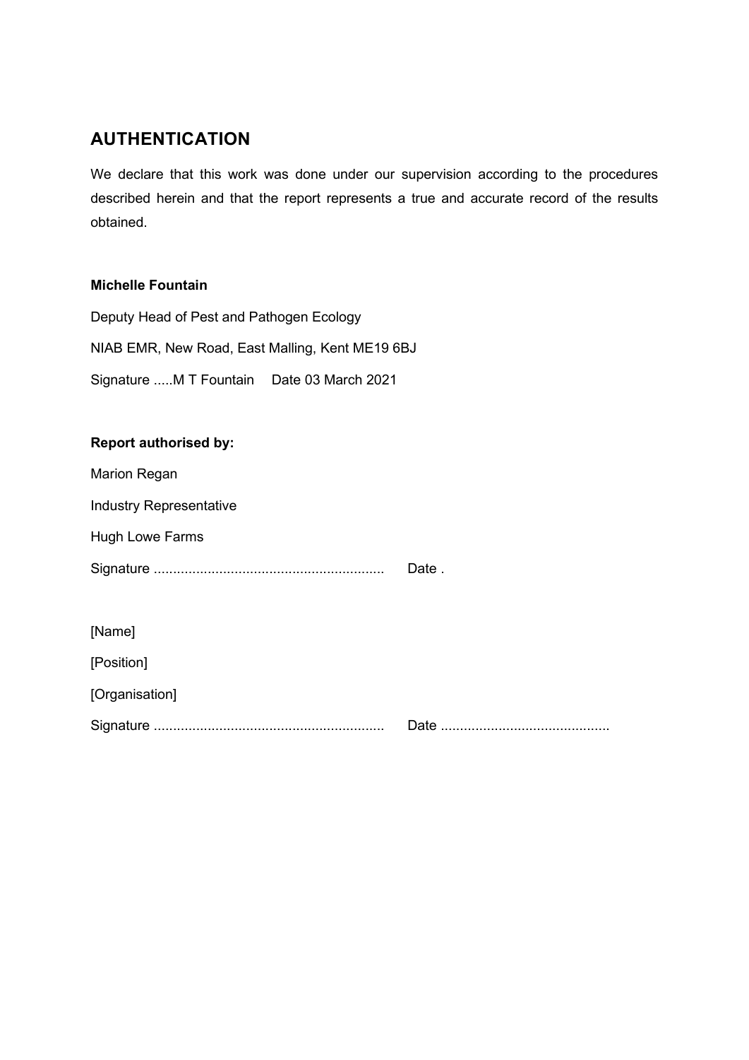## AUTHENTICATION

We declare that this work was done under our supervision according to the procedures described herein and that the report represents a true and accurate record of the results obtained.

**Michelle Fountain**

Deputy Head of Pest and Pathogen Ecology

NIAB EMR, New Road, East Malling, Kent ME19 6BJ

Signature .....M T Fountain     Date 03 March 2021

**Report authorised by:**

Marion Regan

Industry Representative

Hugh Lowe Farms

Signature ............................................................     Date .

[Name]

[Position]

[Organisation]

Signature ............................................................     Date ............................................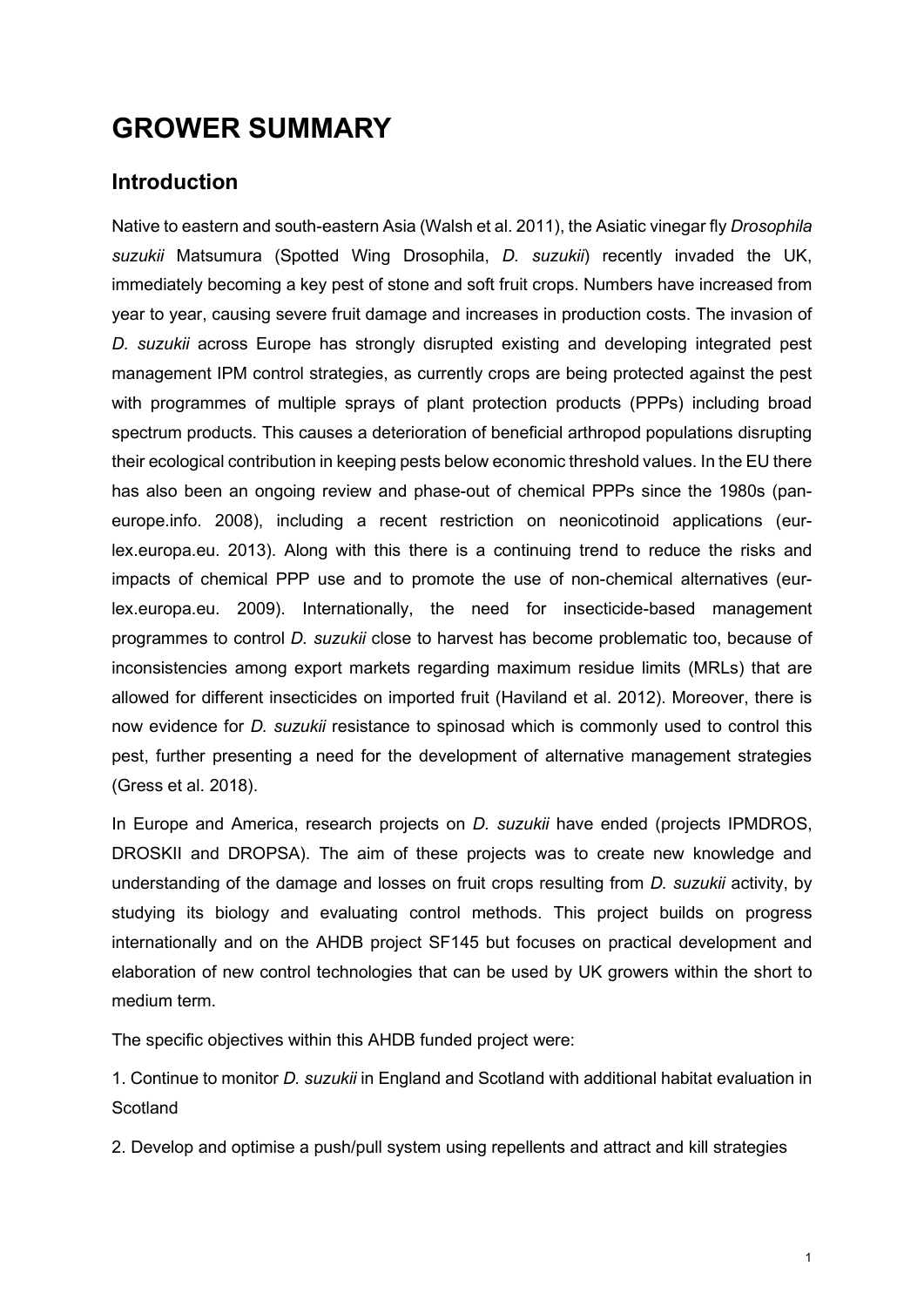# GROWER SUMMARY

## Introduction

Native to eastern and south-eastern Asia (Walsh et al. 2011), the Asiatic vinegar fly *Drosophila suzukii* Matsumura (Spotted Wing Drosophila, *D. suzukii*) recently invaded the UK, immediately becoming a key pest of stone and soft fruit crops. Numbers have increased from year to year, causing severe fruit damage and increases in production costs. The invasion of *D. suzukii* across Europe has strongly disrupted existing and developing integrated pest management IPM control strategies, as currently crops are being protected against the pest with programmes of multiple sprays of plant protection products (PPPs) including broad spectrum products. This causes a deterioration of beneficial arthropod populations disrupting their ecological contribution in keeping pests below economic threshold values. In the EU there has also been an ongoing review and phase-out of chemical PPPs since the 1980s (pan-europe.info. 2008), including a recent restriction on neonicotinoid applications (eur-lex.europa.eu. 2013). Along with this there is a continuing trend to reduce the risks and impacts of chemical PPP use and to promote the use of non-chemical alternatives (eur-lex.europa.eu. 2009). Internationally, the need for insecticide-based management programmes to control *D. suzukii* close to harvest has become problematic too, because of inconsistencies among export markets regarding maximum residue limits (MRLs) that are allowed for different insecticides on imported fruit (Haviland et al. 2012). Moreover, there is now evidence for *D. suzukii* resistance to spinosad which is commonly used to control this pest, further presenting a need for the development of alternative management strategies (Gress et al. 2018).

In Europe and America, research projects on *D. suzukii* have ended (projects IPMDROS, DROSKII and DROPSA). The aim of these projects was to create new knowledge and understanding of the damage and losses on fruit crops resulting from *D. suzukii* activity, by studying its biology and evaluating control methods. This project builds on progress internationally and on the AHDB project SF145 but focuses on practical development and elaboration of new control technologies that can be used by UK growers within the short to medium term.

The specific objectives within this AHDB funded project were:

1. Continue to monitor *D. suzukii* in England and Scotland with additional habitat evaluation in Scotland

2. Develop and optimise a push/pull system using repellents and attract and kill strategies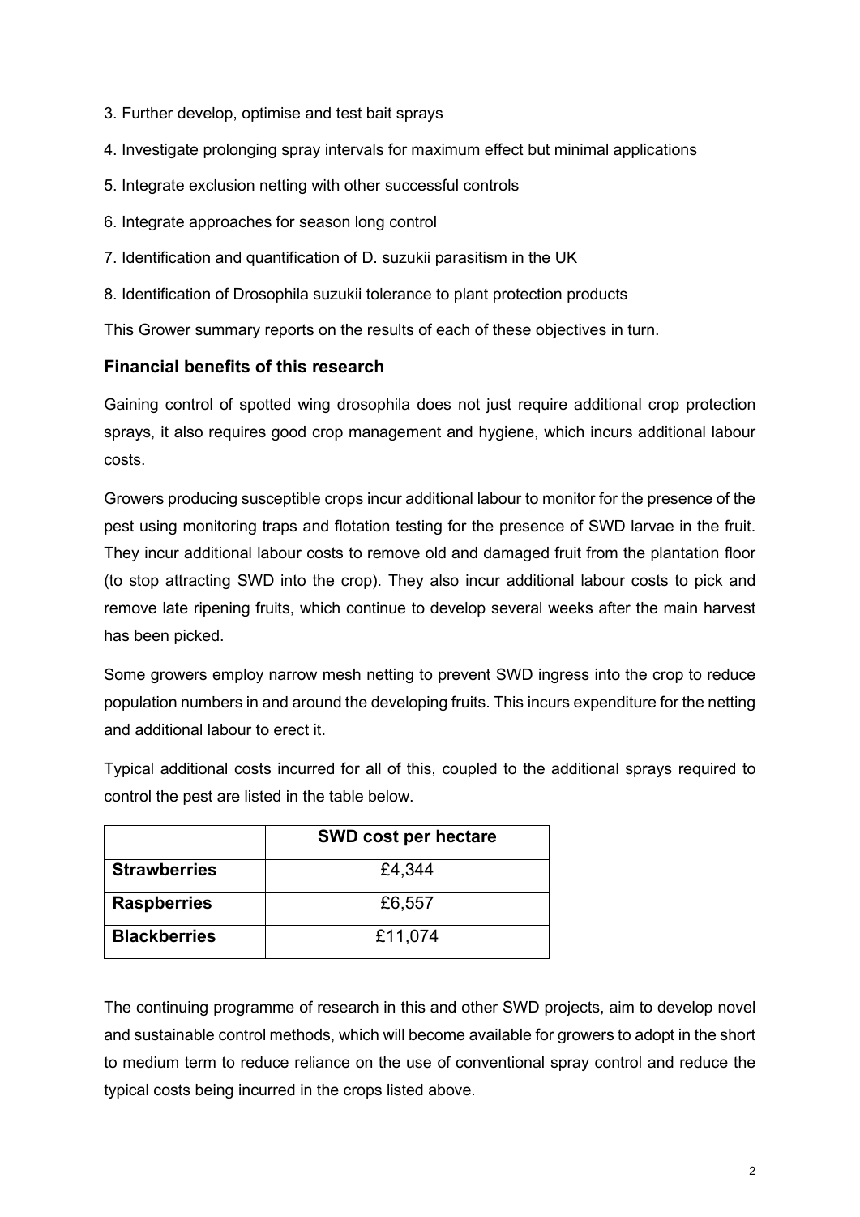3. Further develop, optimise and test bait sprays
4. Investigate prolonging spray intervals for maximum effect but minimal applications
5. Integrate exclusion netting with other successful controls
6. Integrate approaches for season long control
7. Identification and quantification of D. suzukii parasitism in the UK
8. Identification of Drosophila suzukii tolerance to plant protection products

This Grower summary reports on the results of each of these objectives in turn.

### Financial benefits of this research

Gaining control of spotted wing drosophila does not just require additional crop protection sprays, it also requires good crop management and hygiene, which incurs additional labour costs.

Growers producing susceptible crops incur additional labour to monitor for the presence of the pest using monitoring traps and flotation testing for the presence of SWD larvae in the fruit. They incur additional labour costs to remove old and damaged fruit from the plantation floor (to stop attracting SWD into the crop). They also incur additional labour costs to pick and remove late ripening fruits, which continue to develop several weeks after the main harvest has been picked.

Some growers employ narrow mesh netting to prevent SWD ingress into the crop to reduce population numbers in and around the developing fruits. This incurs expenditure for the netting and additional labour to erect it.

Typical additional costs incurred for all of this, coupled to the additional sprays required to control the pest are listed in the table below.

| | SWD cost per hectare |
|---|---|
| **Strawberries** | £4,344 |
| **Raspberries** | £6,557 |
| **Blackberries** | £11,074 |

The continuing programme of research in this and other SWD projects, aim to develop novel and sustainable control methods, which will become available for growers to adopt in the short to medium term to reduce reliance on the use of conventional spray control and reduce the typical costs being incurred in the crops listed above.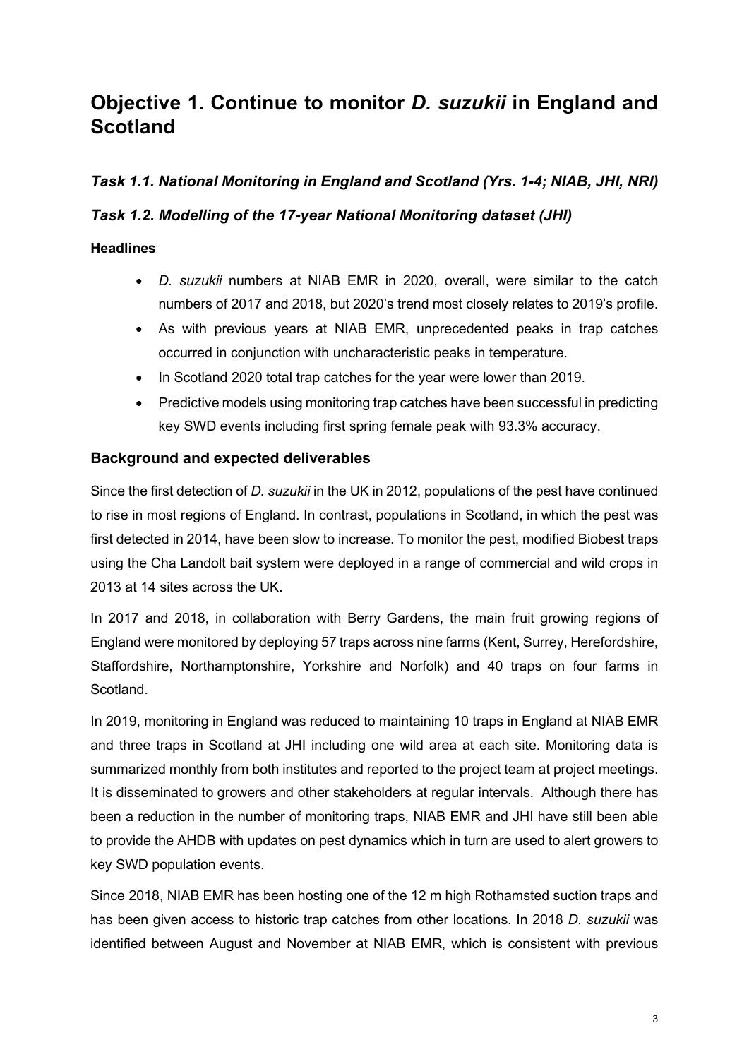# Objective 1. Continue to monitor *D. suzukii* in England and Scotland

### *Task 1.1. National Monitoring in England and Scotland (Yrs. 1-4; NIAB, JHI, NRI)*

### *Task 1.2. Modelling of the 17-year National Monitoring dataset (JHI)*

**Headlines**

- *D. suzukii* numbers at NIAB EMR in 2020, overall, were similar to the catch numbers of 2017 and 2018, but 2020's trend most closely relates to 2019's profile.
- As with previous years at NIAB EMR, unprecedented peaks in trap catches occurred in conjunction with uncharacteristic peaks in temperature.
- In Scotland 2020 total trap catches for the year were lower than 2019.
- Predictive models using monitoring trap catches have been successful in predicting key SWD events including first spring female peak with 93.3% accuracy.

## Background and expected deliverables

Since the first detection of *D. suzukii* in the UK in 2012, populations of the pest have continued to rise in most regions of England. In contrast, populations in Scotland, in which the pest was first detected in 2014, have been slow to increase. To monitor the pest, modified Biobest traps using the Cha Landolt bait system were deployed in a range of commercial and wild crops in 2013 at 14 sites across the UK.

In 2017 and 2018, in collaboration with Berry Gardens, the main fruit growing regions of England were monitored by deploying 57 traps across nine farms (Kent, Surrey, Herefordshire, Staffordshire, Northamptonshire, Yorkshire and Norfolk) and 40 traps on four farms in Scotland.

In 2019, monitoring in England was reduced to maintaining 10 traps in England at NIAB EMR and three traps in Scotland at JHI including one wild area at each site. Monitoring data is summarized monthly from both institutes and reported to the project team at project meetings. It is disseminated to growers and other stakeholders at regular intervals. Although there has been a reduction in the number of monitoring traps, NIAB EMR and JHI have still been able to provide the AHDB with updates on pest dynamics which in turn are used to alert growers to key SWD population events.

Since 2018, NIAB EMR has been hosting one of the 12 m high Rothamsted suction traps and has been given access to historic trap catches from other locations. In 2018 *D. suzukii* was identified between August and November at NIAB EMR, which is consistent with previous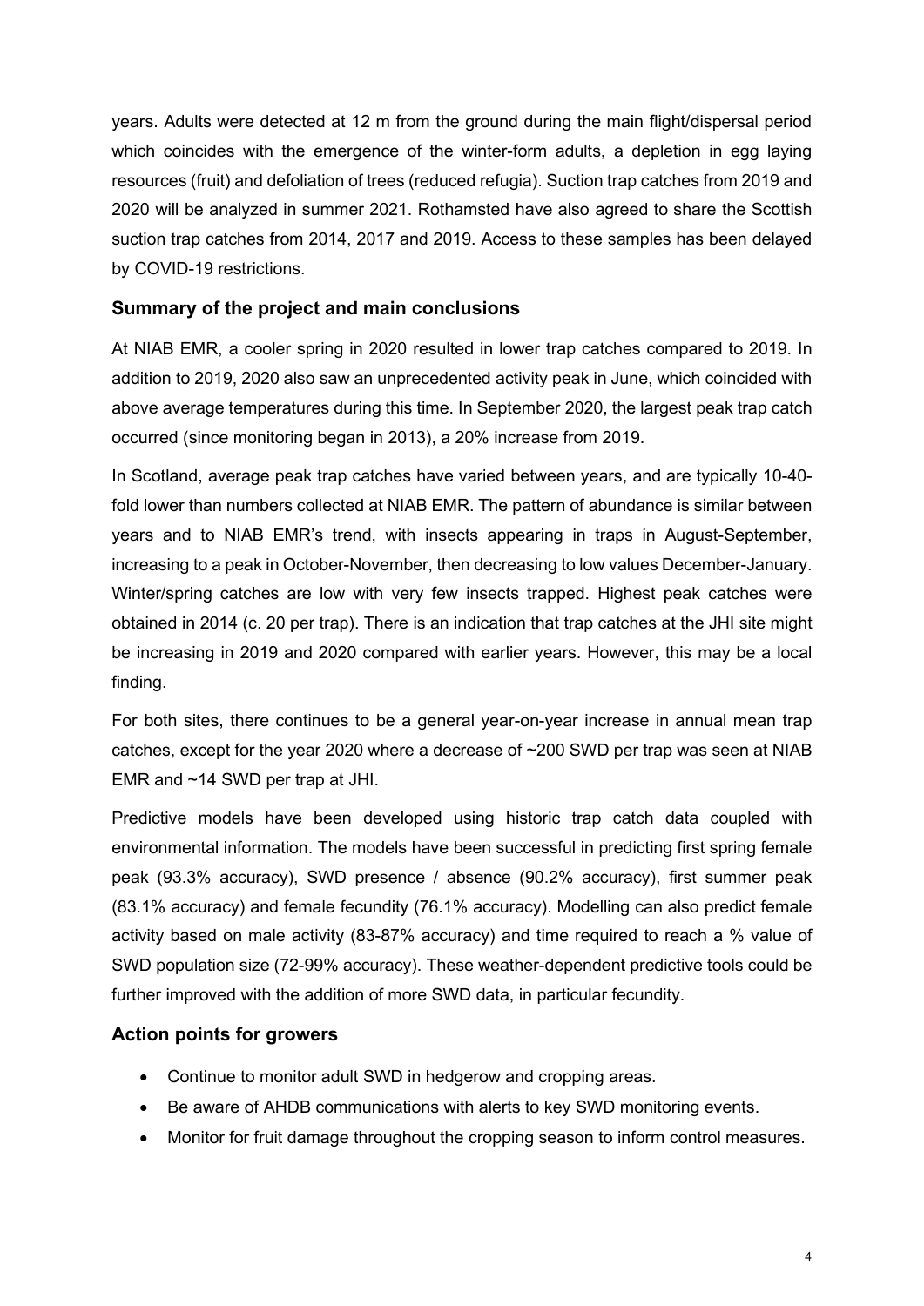years. Adults were detected at 12 m from the ground during the main flight/dispersal period which coincides with the emergence of the winter-form adults, a depletion in egg laying resources (fruit) and defoliation of trees (reduced refugia). Suction trap catches from 2019 and 2020 will be analyzed in summer 2021. Rothamsted have also agreed to share the Scottish suction trap catches from 2014, 2017 and 2019. Access to these samples has been delayed by COVID-19 restrictions.

## Summary of the project and main conclusions

At NIAB EMR, a cooler spring in 2020 resulted in lower trap catches compared to 2019. In addition to 2019, 2020 also saw an unprecedented activity peak in June, which coincided with above average temperatures during this time. In September 2020, the largest peak trap catch occurred (since monitoring began in 2013), a 20% increase from 2019.

In Scotland, average peak trap catches have varied between years, and are typically 10-40-fold lower than numbers collected at NIAB EMR. The pattern of abundance is similar between years and to NIAB EMR's trend, with insects appearing in traps in August-September, increasing to a peak in October-November, then decreasing to low values December-January. Winter/spring catches are low with very few insects trapped. Highest peak catches were obtained in 2014 (c. 20 per trap). There is an indication that trap catches at the JHI site might be increasing in 2019 and 2020 compared with earlier years. However, this may be a local finding.

For both sites, there continues to be a general year-on-year increase in annual mean trap catches, except for the year 2020 where a decrease of ~200 SWD per trap was seen at NIAB EMR and ~14 SWD per trap at JHI.

Predictive models have been developed using historic trap catch data coupled with environmental information. The models have been successful in predicting first spring female peak (93.3% accuracy), SWD presence / absence (90.2% accuracy), first summer peak (83.1% accuracy) and female fecundity (76.1% accuracy). Modelling can also predict female activity based on male activity (83-87% accuracy) and time required to reach a % value of SWD population size (72-99% accuracy). These weather-dependent predictive tools could be further improved with the addition of more SWD data, in particular fecundity.

## Action points for growers

- Continue to monitor adult SWD in hedgerow and cropping areas.
- Be aware of AHDB communications with alerts to key SWD monitoring events.
- Monitor for fruit damage throughout the cropping season to inform control measures.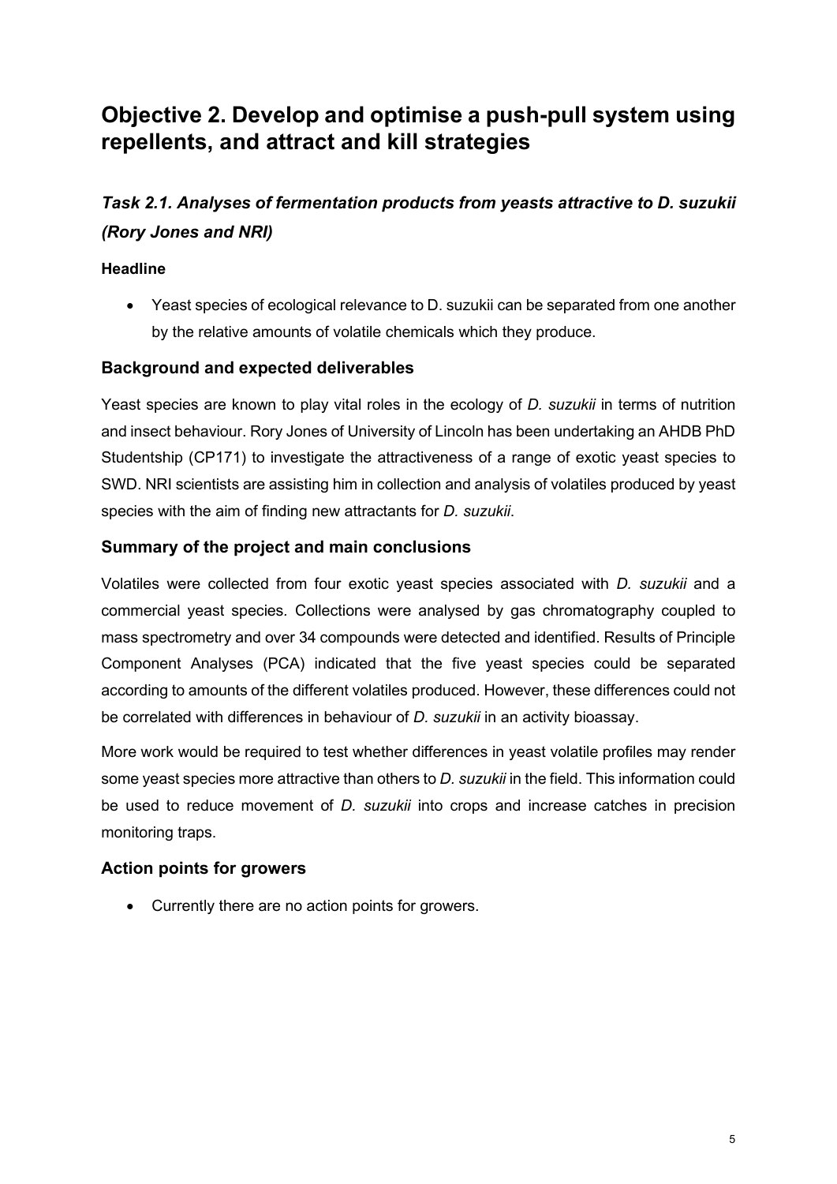# Objective 2. Develop and optimise a push-pull system using repellents, and attract and kill strategies

## *Task 2.1. Analyses of fermentation products from yeasts attractive to D. suzukii (Rory Jones and NRI)*

**Headline**

- Yeast species of ecological relevance to D. suzukii can be separated from one another by the relative amounts of volatile chemicals which they produce.

### Background and expected deliverables

Yeast species are known to play vital roles in the ecology of *D. suzukii* in terms of nutrition and insect behaviour. Rory Jones of University of Lincoln has been undertaking an AHDB PhD Studentship (CP171) to investigate the attractiveness of a range of exotic yeast species to SWD. NRI scientists are assisting him in collection and analysis of volatiles produced by yeast species with the aim of finding new attractants for *D. suzukii*.

### Summary of the project and main conclusions

Volatiles were collected from four exotic yeast species associated with *D. suzukii* and a commercial yeast species. Collections were analysed by gas chromatography coupled to mass spectrometry and over 34 compounds were detected and identified. Results of Principle Component Analyses (PCA) indicated that the five yeast species could be separated according to amounts of the different volatiles produced. However, these differences could not be correlated with differences in behaviour of *D. suzukii* in an activity bioassay.

More work would be required to test whether differences in yeast volatile profiles may render some yeast species more attractive than others to *D. suzukii* in the field. This information could be used to reduce movement of *D. suzukii* into crops and increase catches in precision monitoring traps.

### Action points for growers

- Currently there are no action points for growers.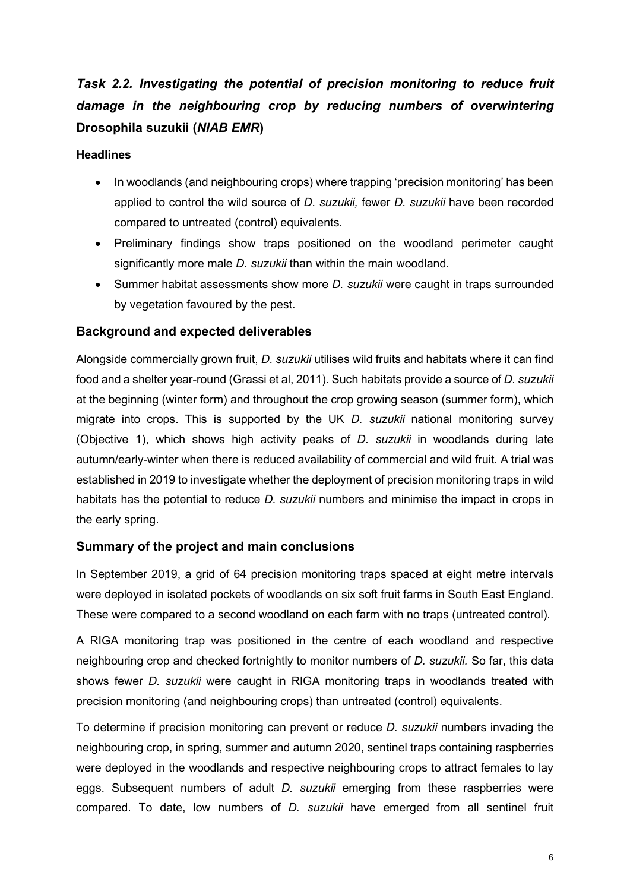### *Task 2.2. Investigating the potential of precision monitoring to reduce fruit damage in the neighbouring crop by reducing numbers of overwintering* **Drosophila suzukii (*NIAB EMR*)**

**Headlines**

- In woodlands (and neighbouring crops) where trapping 'precision monitoring' has been applied to control the wild source of *D. suzukii,* fewer *D. suzukii* have been recorded compared to untreated (control) equivalents.
- Preliminary findings show traps positioned on the woodland perimeter caught significantly more male *D. suzukii* than within the main woodland.
- Summer habitat assessments show more *D. suzukii* were caught in traps surrounded by vegetation favoured by the pest.

## Background and expected deliverables

Alongside commercially grown fruit, *D. suzukii* utilises wild fruits and habitats where it can find food and a shelter year-round (Grassi et al, 2011). Such habitats provide a source of *D. suzukii* at the beginning (winter form) and throughout the crop growing season (summer form), which migrate into crops. This is supported by the UK *D. suzukii* national monitoring survey (Objective 1), which shows high activity peaks of *D. suzukii* in woodlands during late autumn/early-winter when there is reduced availability of commercial and wild fruit. A trial was established in 2019 to investigate whether the deployment of precision monitoring traps in wild habitats has the potential to reduce *D. suzukii* numbers and minimise the impact in crops in the early spring.

## Summary of the project and main conclusions

In September 2019, a grid of 64 precision monitoring traps spaced at eight metre intervals were deployed in isolated pockets of woodlands on six soft fruit farms in South East England. These were compared to a second woodland on each farm with no traps (untreated control).

A RIGA monitoring trap was positioned in the centre of each woodland and respective neighbouring crop and checked fortnightly to monitor numbers of *D. suzukii.* So far, this data shows fewer *D. suzukii* were caught in RIGA monitoring traps in woodlands treated with precision monitoring (and neighbouring crops) than untreated (control) equivalents.

To determine if precision monitoring can prevent or reduce *D. suzukii* numbers invading the neighbouring crop, in spring, summer and autumn 2020, sentinel traps containing raspberries were deployed in the woodlands and respective neighbouring crops to attract females to lay eggs. Subsequent numbers of adult *D. suzukii* emerging from these raspberries were compared. To date, low numbers of *D. suzukii* have emerged from all sentinel fruit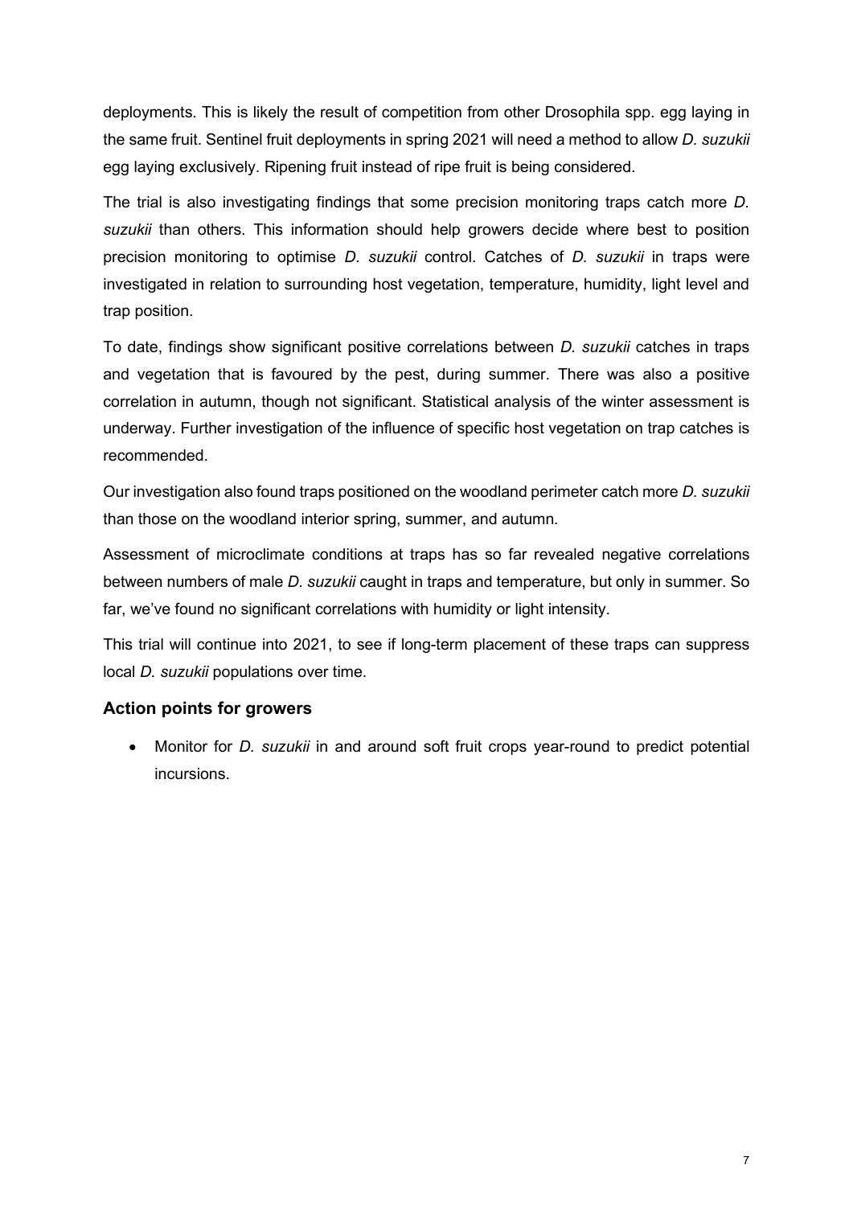deployments. This is likely the result of competition from other Drosophila spp. egg laying in the same fruit. Sentinel fruit deployments in spring 2021 will need a method to allow *D. suzukii* egg laying exclusively. Ripening fruit instead of ripe fruit is being considered.

The trial is also investigating findings that some precision monitoring traps catch more *D. suzukii* than others. This information should help growers decide where best to position precision monitoring to optimise *D. suzukii* control. Catches of *D. suzukii* in traps were investigated in relation to surrounding host vegetation, temperature, humidity, light level and trap position.

To date, findings show significant positive correlations between *D. suzukii* catches in traps and vegetation that is favoured by the pest, during summer. There was also a positive correlation in autumn, though not significant. Statistical analysis of the winter assessment is underway. Further investigation of the influence of specific host vegetation on trap catches is recommended.

Our investigation also found traps positioned on the woodland perimeter catch more *D. suzukii* than those on the woodland interior spring, summer, and autumn.

Assessment of microclimate conditions at traps has so far revealed negative correlations between numbers of male *D. suzukii* caught in traps and temperature, but only in summer. So far, we've found no significant correlations with humidity or light intensity.

This trial will continue into 2021, to see if long-term placement of these traps can suppress local *D. suzukii* populations over time.

### Action points for growers

- Monitor for *D. suzukii* in and around soft fruit crops year-round to predict potential incursions.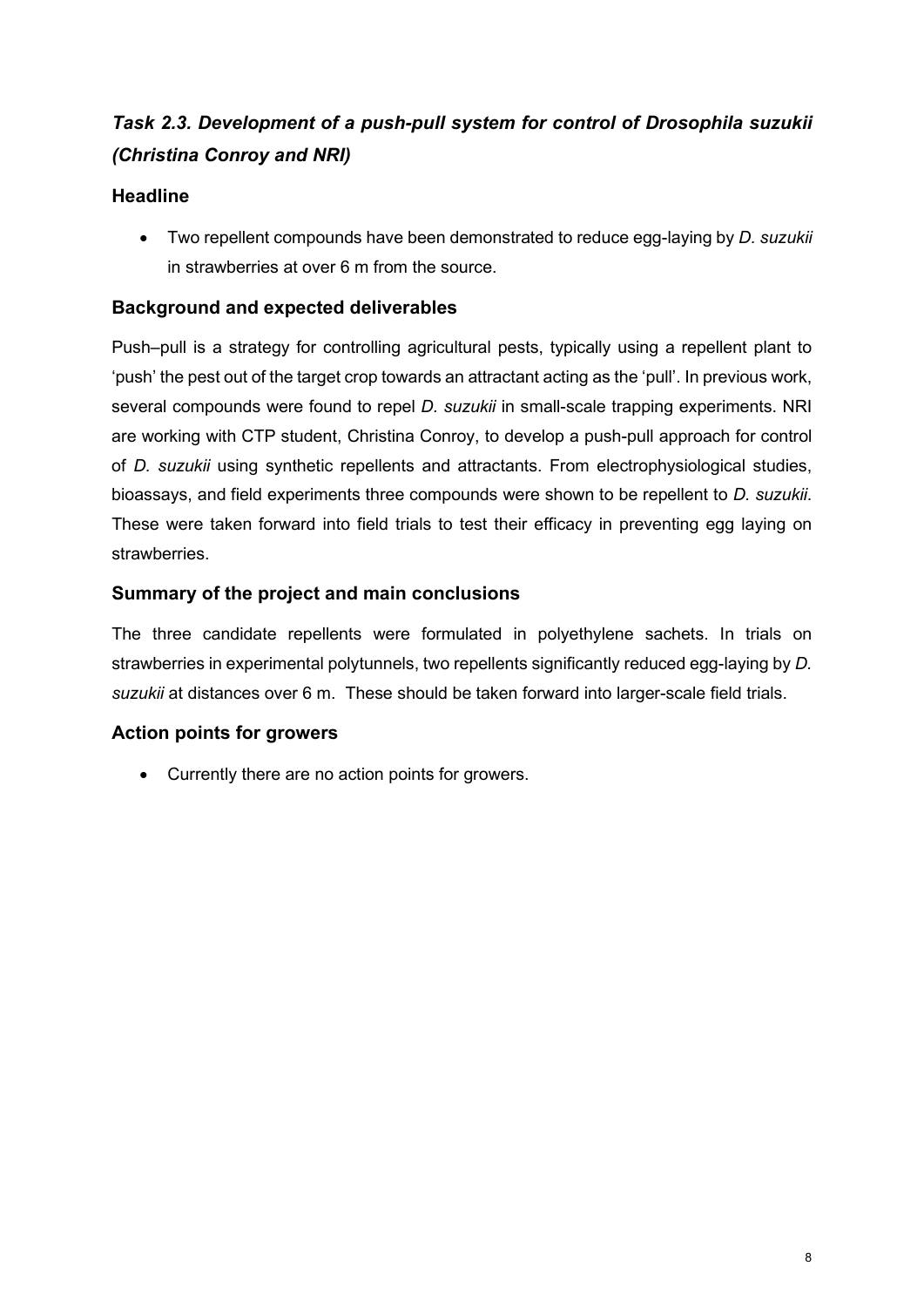## *Task 2.3. Development of a push-pull system for control of Drosophila suzukii (Christina Conroy and NRI)*

### Headline

- Two repellent compounds have been demonstrated to reduce egg-laying by *D. suzukii* in strawberries at over 6 m from the source.

### Background and expected deliverables

Push–pull is a strategy for controlling agricultural pests, typically using a repellent plant to 'push' the pest out of the target crop towards an attractant acting as the 'pull'. In previous work, several compounds were found to repel *D. suzukii* in small-scale trapping experiments. NRI are working with CTP student, Christina Conroy, to develop a push-pull approach for control of *D. suzukii* using synthetic repellents and attractants. From electrophysiological studies, bioassays, and field experiments three compounds were shown to be repellent to *D. suzukii*. These were taken forward into field trials to test their efficacy in preventing egg laying on strawberries.

### Summary of the project and main conclusions

The three candidate repellents were formulated in polyethylene sachets. In trials on strawberries in experimental polytunnels, two repellents significantly reduced egg-laying by *D. suzukii* at distances over 6 m. These should be taken forward into larger-scale field trials.

### Action points for growers

- Currently there are no action points for growers.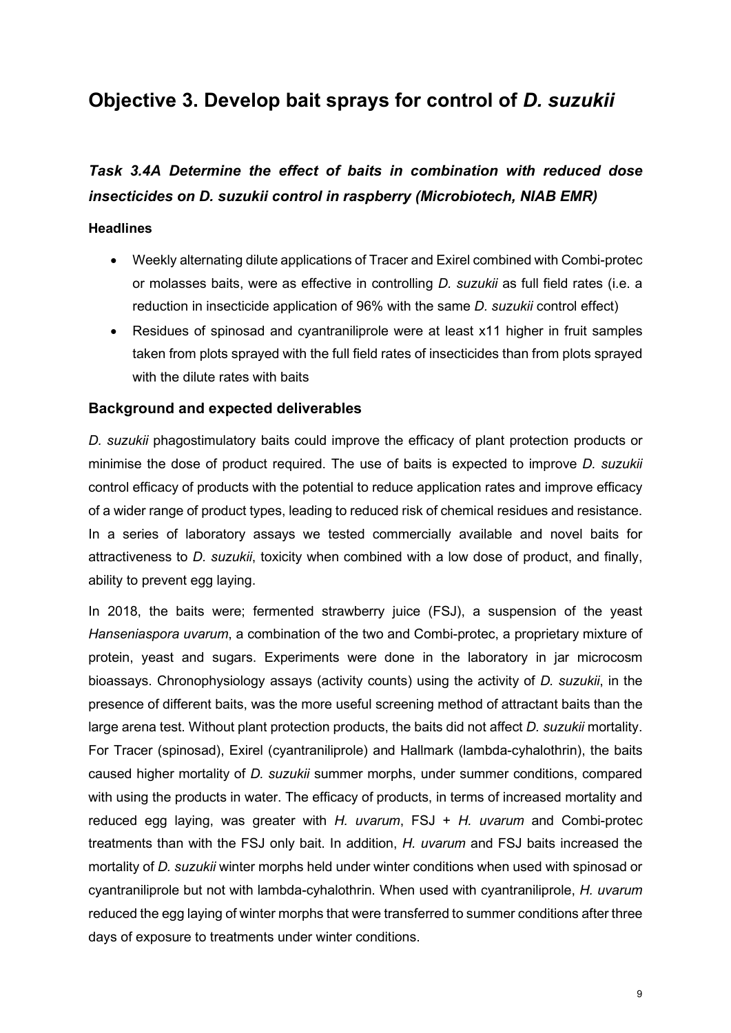# Objective 3. Develop bait sprays for control of *D. suzukii*

### *Task 3.4A Determine the effect of baits in combination with reduced dose insecticides on D. suzukii control in raspberry (Microbiotech, NIAB EMR)*

**Headlines**

- Weekly alternating dilute applications of Tracer and Exirel combined with Combi-protec or molasses baits, were as effective in controlling *D. suzukii* as full field rates (i.e. a reduction in insecticide application of 96% with the same *D. suzukii* control effect)
- Residues of spinosad and cyantraniliprole were at least x11 higher in fruit samples taken from plots sprayed with the full field rates of insecticides than from plots sprayed with the dilute rates with baits

### Background and expected deliverables

*D. suzukii* phagostimulatory baits could improve the efficacy of plant protection products or minimise the dose of product required. The use of baits is expected to improve *D. suzukii* control efficacy of products with the potential to reduce application rates and improve efficacy of a wider range of product types, leading to reduced risk of chemical residues and resistance. In a series of laboratory assays we tested commercially available and novel baits for attractiveness to *D. suzukii*, toxicity when combined with a low dose of product, and finally, ability to prevent egg laying.

In 2018, the baits were; fermented strawberry juice (FSJ), a suspension of the yeast *Hanseniaspora uvarum*, a combination of the two and Combi-protec, a proprietary mixture of protein, yeast and sugars. Experiments were done in the laboratory in jar microcosm bioassays. Chronophysiology assays (activity counts) using the activity of *D. suzukii*, in the presence of different baits, was the more useful screening method of attractant baits than the large arena test. Without plant protection products, the baits did not affect *D. suzukii* mortality. For Tracer (spinosad), Exirel (cyantraniliprole) and Hallmark (lambda-cyhalothrin), the baits caused higher mortality of *D. suzukii* summer morphs, under summer conditions, compared with using the products in water. The efficacy of products, in terms of increased mortality and reduced egg laying, was greater with *H. uvarum*, FSJ + *H. uvarum* and Combi-protec treatments than with the FSJ only bait. In addition, *H. uvarum* and FSJ baits increased the mortality of *D. suzukii* winter morphs held under winter conditions when used with spinosad or cyantraniliprole but not with lambda-cyhalothrin. When used with cyantraniliprole, *H. uvarum* reduced the egg laying of winter morphs that were transferred to summer conditions after three days of exposure to treatments under winter conditions.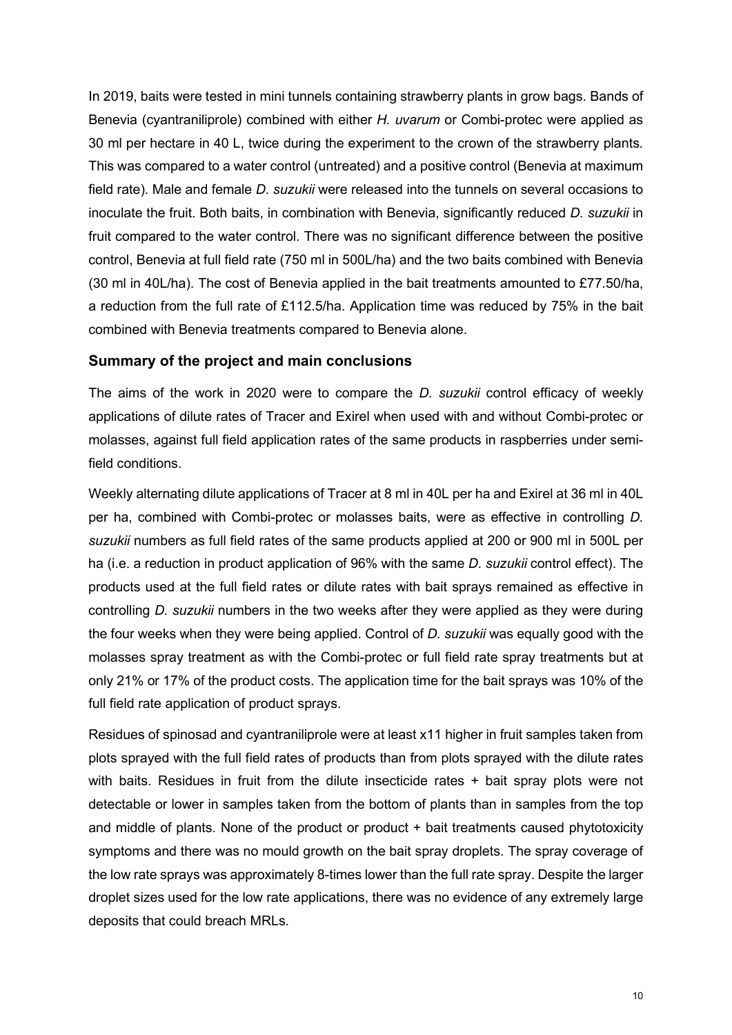In 2019, baits were tested in mini tunnels containing strawberry plants in grow bags. Bands of Benevia (cyantraniliprole) combined with either *H. uvarum* or Combi-protec were applied as 30 ml per hectare in 40 L, twice during the experiment to the crown of the strawberry plants. This was compared to a water control (untreated) and a positive control (Benevia at maximum field rate). Male and female *D. suzukii* were released into the tunnels on several occasions to inoculate the fruit. Both baits, in combination with Benevia, significantly reduced *D. suzukii* in fruit compared to the water control. There was no significant difference between the positive control, Benevia at full field rate (750 ml in 500L/ha) and the two baits combined with Benevia (30 ml in 40L/ha). The cost of Benevia applied in the bait treatments amounted to £77.50/ha, a reduction from the full rate of £112.5/ha. Application time was reduced by 75% in the bait combined with Benevia treatments compared to Benevia alone.

### Summary of the project and main conclusions

The aims of the work in 2020 were to compare the *D. suzukii* control efficacy of weekly applications of dilute rates of Tracer and Exirel when used with and without Combi-protec or molasses, against full field application rates of the same products in raspberries under semi-field conditions.

Weekly alternating dilute applications of Tracer at 8 ml in 40L per ha and Exirel at 36 ml in 40L per ha, combined with Combi-protec or molasses baits, were as effective in controlling *D. suzukii* numbers as full field rates of the same products applied at 200 or 900 ml in 500L per ha (i.e. a reduction in product application of 96% with the same *D. suzukii* control effect). The products used at the full field rates or dilute rates with bait sprays remained as effective in controlling *D. suzukii* numbers in the two weeks after they were applied as they were during the four weeks when they were being applied. Control of *D. suzukii* was equally good with the molasses spray treatment as with the Combi-protec or full field rate spray treatments but at only 21% or 17% of the product costs. The application time for the bait sprays was 10% of the full field rate application of product sprays.

Residues of spinosad and cyantraniliprole were at least x11 higher in fruit samples taken from plots sprayed with the full field rates of products than from plots sprayed with the dilute rates with baits. Residues in fruit from the dilute insecticide rates + bait spray plots were not detectable or lower in samples taken from the bottom of plants than in samples from the top and middle of plants. None of the product or product + bait treatments caused phytotoxicity symptoms and there was no mould growth on the bait spray droplets. The spray coverage of the low rate sprays was approximately 8-times lower than the full rate spray. Despite the larger droplet sizes used for the low rate applications, there was no evidence of any extremely large deposits that could breach MRLs.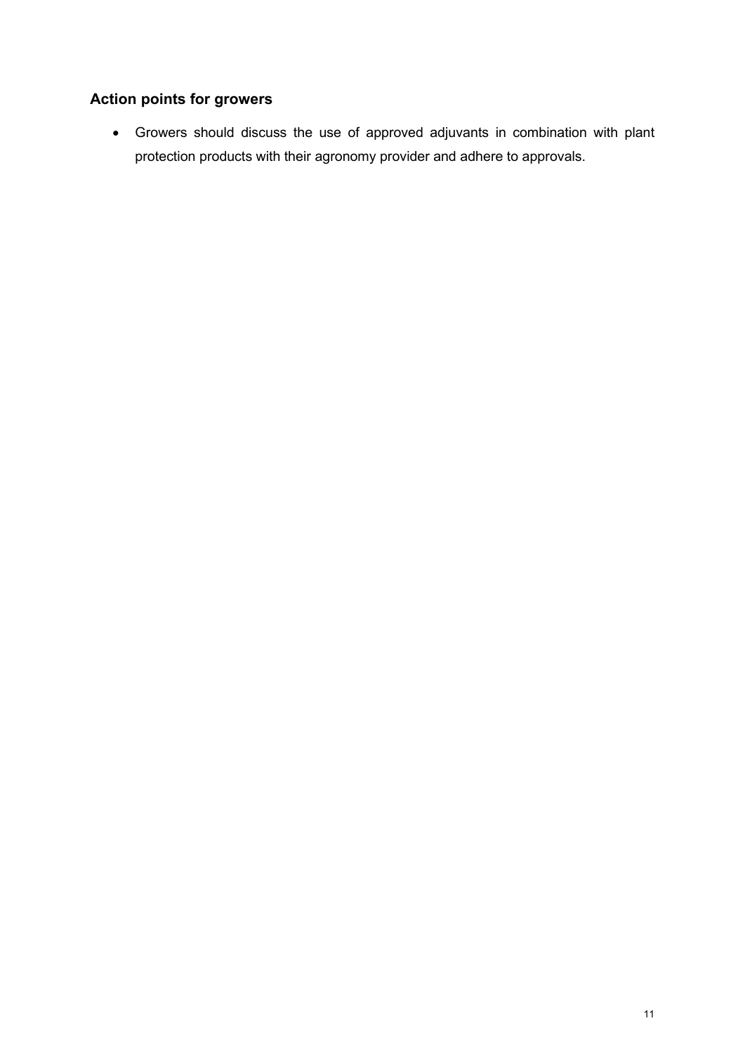## Action points for growers

- Growers should discuss the use of approved adjuvants in combination with plant protection products with their agronomy provider and adhere to approvals.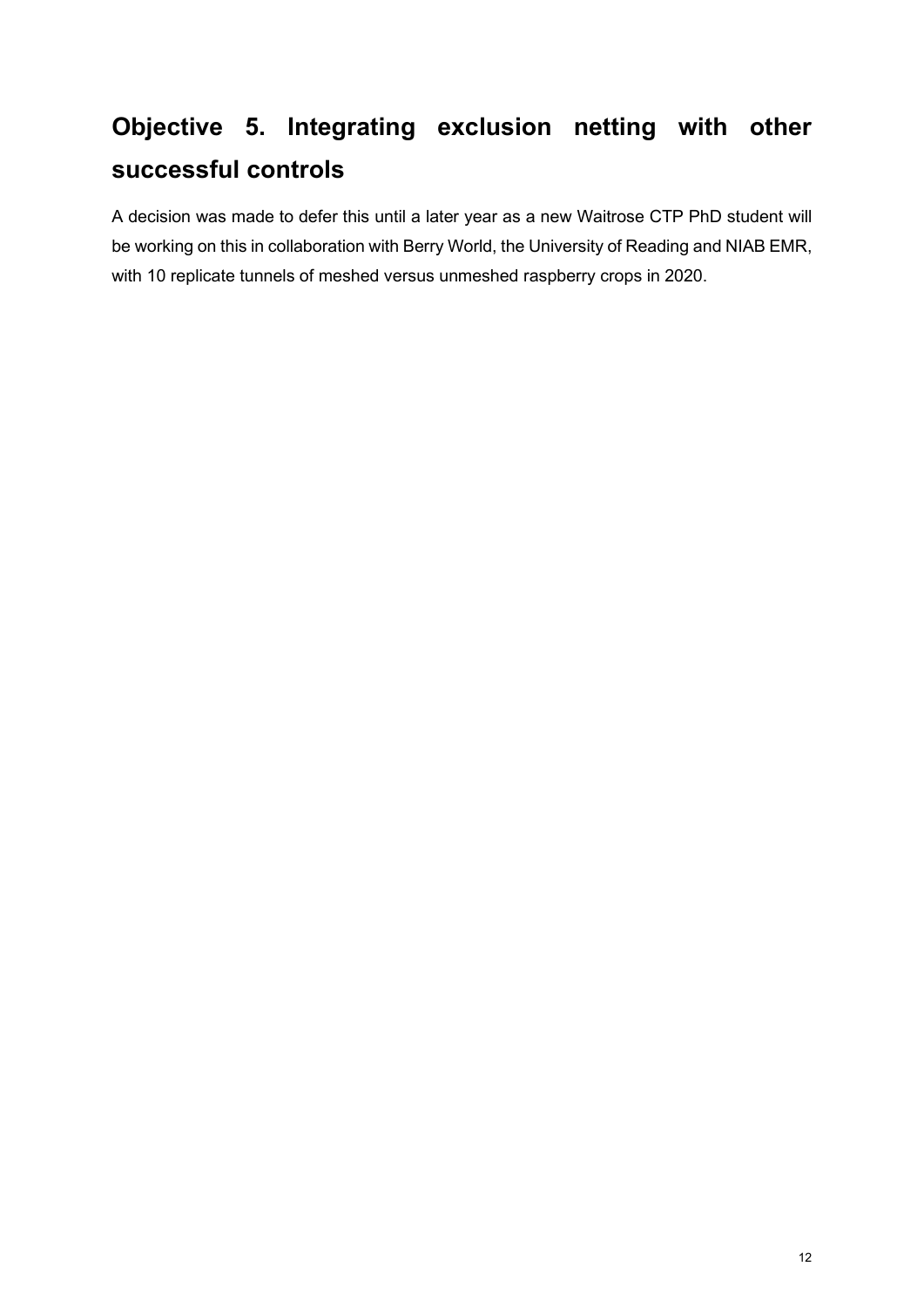# Objective 5. Integrating exclusion netting with other successful controls

A decision was made to defer this until a later year as a new Waitrose CTP PhD student will be working on this in collaboration with Berry World, the University of Reading and NIAB EMR, with 10 replicate tunnels of meshed versus unmeshed raspberry crops in 2020.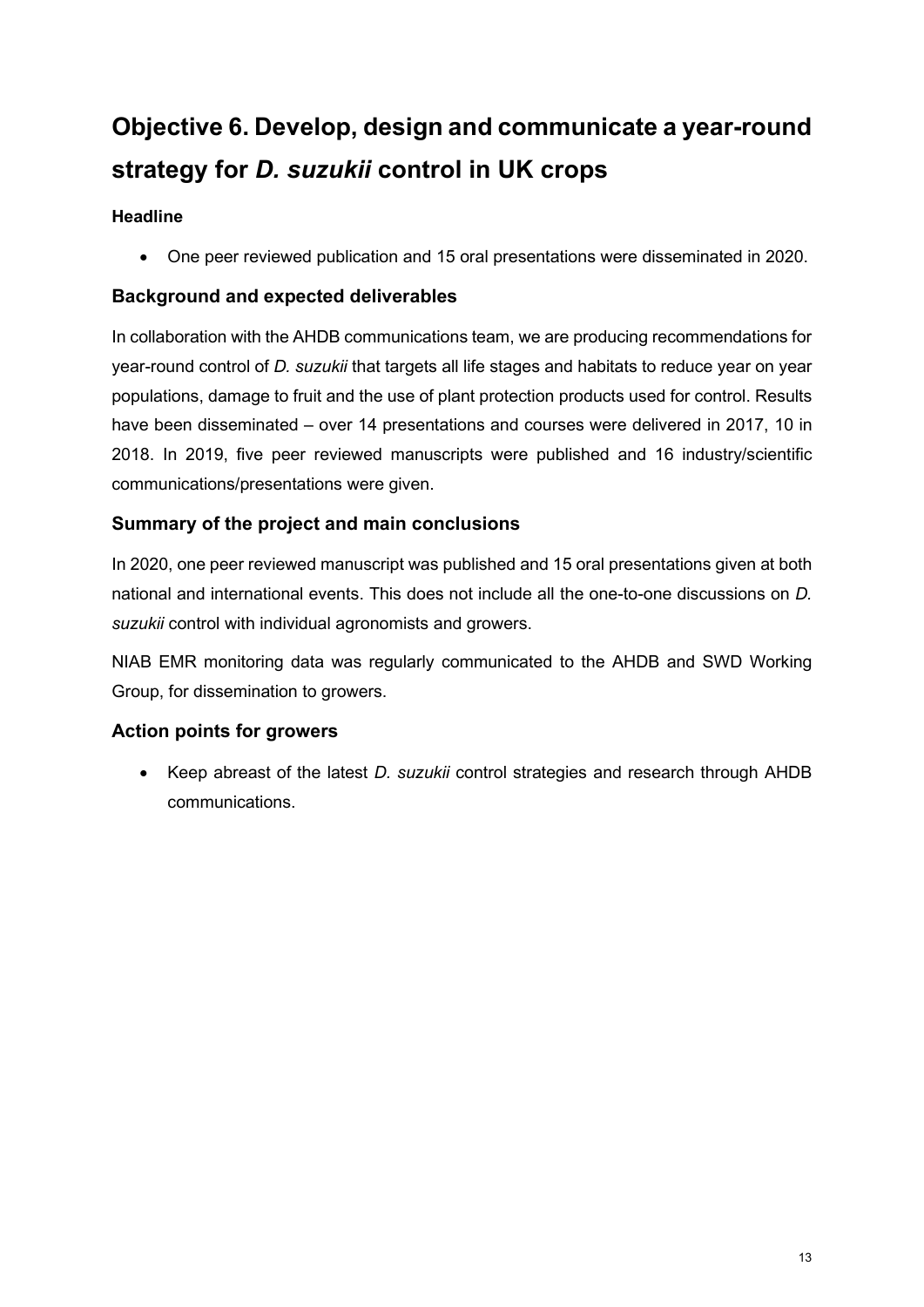# Objective 6. Develop, design and communicate a year-round strategy for *D. suzukii* control in UK crops

### Headline

- One peer reviewed publication and 15 oral presentations were disseminated in 2020.

## Background and expected deliverables

In collaboration with the AHDB communications team, we are producing recommendations for year-round control of *D. suzukii* that targets all life stages and habitats to reduce year on year populations, damage to fruit and the use of plant protection products used for control. Results have been disseminated – over 14 presentations and courses were delivered in 2017, 10 in 2018. In 2019, five peer reviewed manuscripts were published and 16 industry/scientific communications/presentations were given.

## Summary of the project and main conclusions

In 2020, one peer reviewed manuscript was published and 15 oral presentations given at both national and international events. This does not include all the one-to-one discussions on *D. suzukii* control with individual agronomists and growers.

NIAB EMR monitoring data was regularly communicated to the AHDB and SWD Working Group, for dissemination to growers.

## Action points for growers

- Keep abreast of the latest *D. suzukii* control strategies and research through AHDB communications.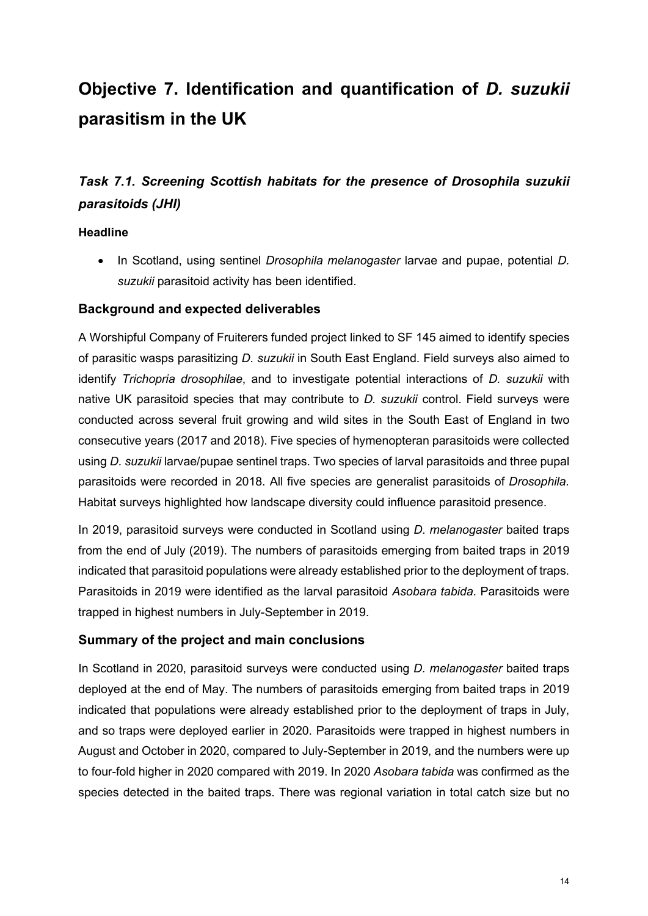# Objective 7. Identification and quantification of *D. suzukii* parasitism in the UK

## *Task 7.1. Screening Scottish habitats for the presence of Drosophila suzukii parasitoids (JHI)*

### Headline

- In Scotland, using sentinel *Drosophila melanogaster* larvae and pupae, potential *D. suzukii* parasitoid activity has been identified.

### Background and expected deliverables

A Worshipful Company of Fruiterers funded project linked to SF 145 aimed to identify species of parasitic wasps parasitizing *D. suzukii* in South East England. Field surveys also aimed to identify *Trichopria drosophilae*, and to investigate potential interactions of *D. suzukii* with native UK parasitoid species that may contribute to *D. suzukii* control. Field surveys were conducted across several fruit growing and wild sites in the South East of England in two consecutive years (2017 and 2018). Five species of hymenopteran parasitoids were collected using *D. suzukii* larvae/pupae sentinel traps. Two species of larval parasitoids and three pupal parasitoids were recorded in 2018. All five species are generalist parasitoids of *Drosophila*. Habitat surveys highlighted how landscape diversity could influence parasitoid presence.

In 2019, parasitoid surveys were conducted in Scotland using *D. melanogaster* baited traps from the end of July (2019). The numbers of parasitoids emerging from baited traps in 2019 indicated that parasitoid populations were already established prior to the deployment of traps. Parasitoids in 2019 were identified as the larval parasitoid *Asobara tabida*. Parasitoids were trapped in highest numbers in July-September in 2019.

### Summary of the project and main conclusions

In Scotland in 2020, parasitoid surveys were conducted using *D. melanogaster* baited traps deployed at the end of May. The numbers of parasitoids emerging from baited traps in 2019 indicated that populations were already established prior to the deployment of traps in July, and so traps were deployed earlier in 2020. Parasitoids were trapped in highest numbers in August and October in 2020, compared to July-September in 2019, and the numbers were up to four-fold higher in 2020 compared with 2019. In 2020 *Asobara tabida* was confirmed as the species detected in the baited traps. There was regional variation in total catch size but no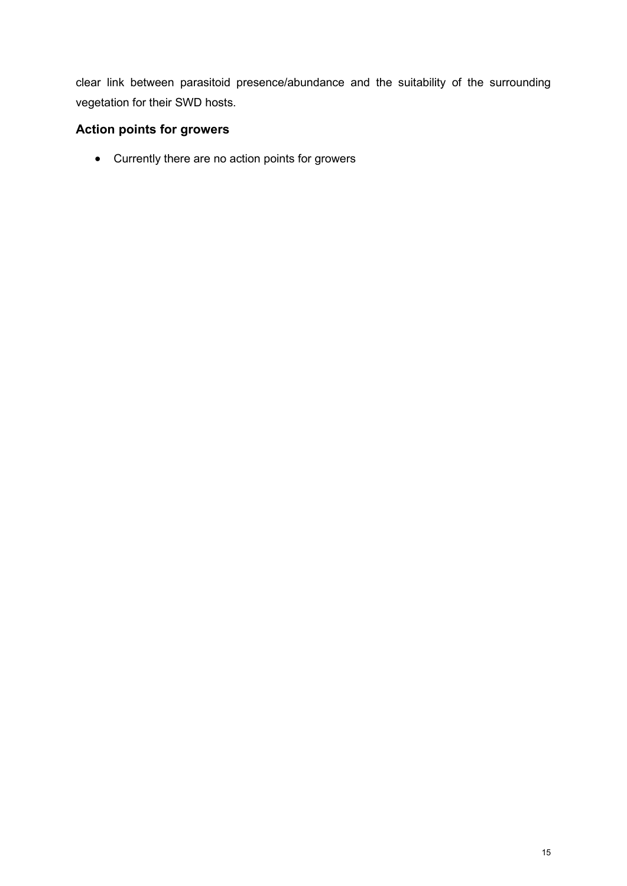clear link between parasitoid presence/abundance and the suitability of the surrounding vegetation for their SWD hosts.

## Action points for growers

- Currently there are no action points for growers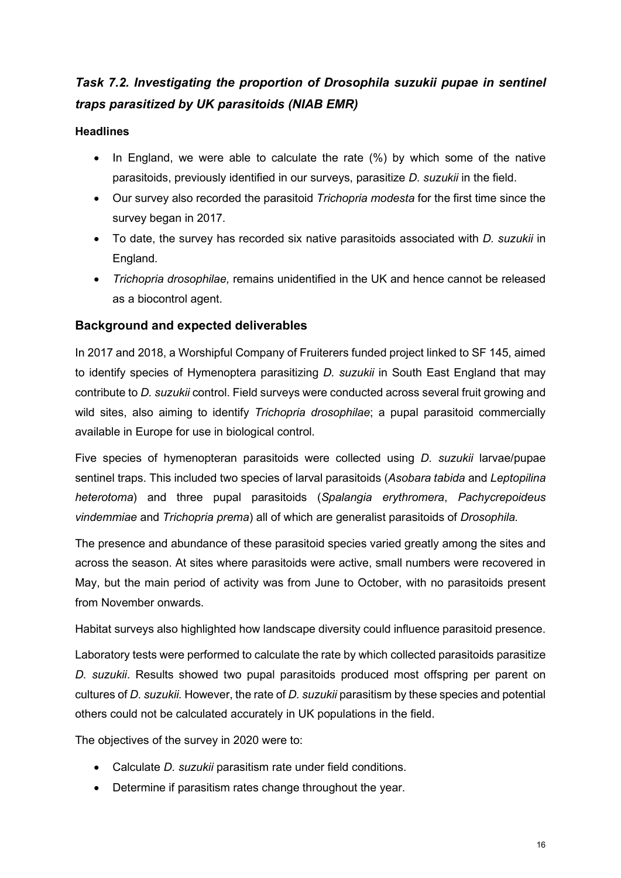### *Task 7.2. Investigating the proportion of Drosophila suzukii pupae in sentinel traps parasitized by UK parasitoids (NIAB EMR)*

**Headlines**

- In England, we were able to calculate the rate (%) by which some of the native parasitoids, previously identified in our surveys, parasitize *D. suzukii* in the field.
- Our survey also recorded the parasitoid *Trichopria modesta* for the first time since the survey began in 2017.
- To date, the survey has recorded six native parasitoids associated with *D. suzukii* in England.
- *Trichopria drosophilae,* remains unidentified in the UK and hence cannot be released as a biocontrol agent.

## Background and expected deliverables

In 2017 and 2018, a Worshipful Company of Fruiterers funded project linked to SF 145, aimed to identify species of Hymenoptera parasitizing *D. suzukii* in South East England that may contribute to *D. suzukii* control. Field surveys were conducted across several fruit growing and wild sites, also aiming to identify *Trichopria drosophilae*; a pupal parasitoid commercially available in Europe for use in biological control.

Five species of hymenopteran parasitoids were collected using *D. suzukii* larvae/pupae sentinel traps. This included two species of larval parasitoids (*Asobara tabida* and *Leptopilina heterotoma*) and three pupal parasitoids (*Spalangia erythromera*, *Pachycrepoideus vindemmiae* and *Trichopria prema*) all of which are generalist parasitoids of *Drosophila.*

The presence and abundance of these parasitoid species varied greatly among the sites and across the season. At sites where parasitoids were active, small numbers were recovered in May, but the main period of activity was from June to October, with no parasitoids present from November onwards.

Habitat surveys also highlighted how landscape diversity could influence parasitoid presence.

Laboratory tests were performed to calculate the rate by which collected parasitoids parasitize *D. suzukii*. Results showed two pupal parasitoids produced most offspring per parent on cultures of *D. suzukii.* However, the rate of *D. suzukii* parasitism by these species and potential others could not be calculated accurately in UK populations in the field.

The objectives of the survey in 2020 were to:

- Calculate *D. suzukii* parasitism rate under field conditions.
- Determine if parasitism rates change throughout the year.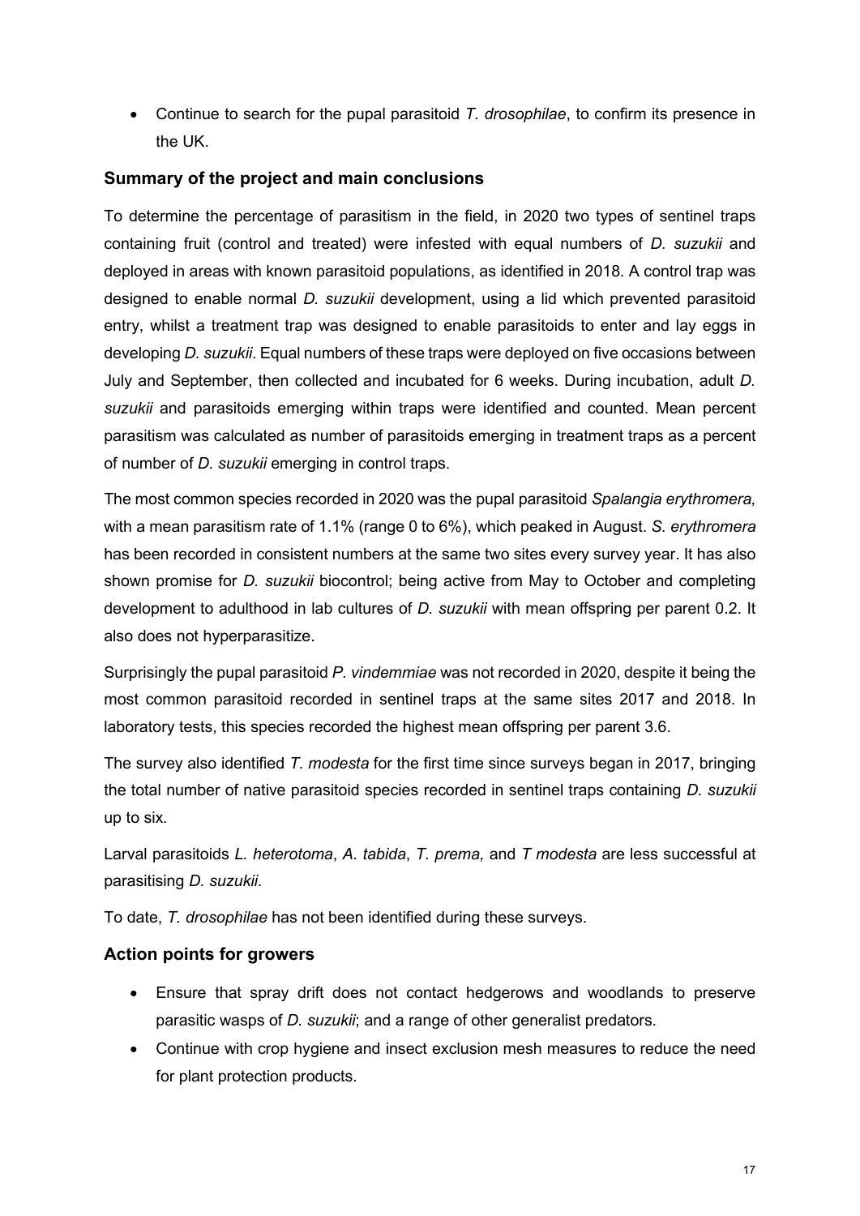- Continue to search for the pupal parasitoid *T. drosophilae*, to confirm its presence in the UK.

## Summary of the project and main conclusions

To determine the percentage of parasitism in the field, in 2020 two types of sentinel traps containing fruit (control and treated) were infested with equal numbers of *D. suzukii* and deployed in areas with known parasitoid populations, as identified in 2018. A control trap was designed to enable normal *D. suzukii* development, using a lid which prevented parasitoid entry, whilst a treatment trap was designed to enable parasitoids to enter and lay eggs in developing *D. suzukii*. Equal numbers of these traps were deployed on five occasions between July and September, then collected and incubated for 6 weeks. During incubation, adult *D. suzukii* and parasitoids emerging within traps were identified and counted. Mean percent parasitism was calculated as number of parasitoids emerging in treatment traps as a percent of number of *D. suzukii* emerging in control traps.

The most common species recorded in 2020 was the pupal parasitoid *Spalangia erythromera,* with a mean parasitism rate of 1.1% (range 0 to 6%), which peaked in August. *S. erythromera* has been recorded in consistent numbers at the same two sites every survey year. It has also shown promise for *D. suzukii* biocontrol; being active from May to October and completing development to adulthood in lab cultures of *D. suzukii* with mean offspring per parent 0.2. It also does not hyperparasitize.

Surprisingly the pupal parasitoid *P. vindemmiae* was not recorded in 2020, despite it being the most common parasitoid recorded in sentinel traps at the same sites 2017 and 2018. In laboratory tests, this species recorded the highest mean offspring per parent 3.6.

The survey also identified *T. modesta* for the first time since surveys began in 2017, bringing the total number of native parasitoid species recorded in sentinel traps containing *D. suzukii* up to six.

Larval parasitoids *L. heterotoma*, *A. tabida*, *T. prema,* and *T modesta* are less successful at parasitising *D. suzukii*.

To date, *T. drosophilae* has not been identified during these surveys.

## Action points for growers

- Ensure that spray drift does not contact hedgerows and woodlands to preserve parasitic wasps of *D. suzukii*; and a range of other generalist predators.
- Continue with crop hygiene and insect exclusion mesh measures to reduce the need for plant protection products.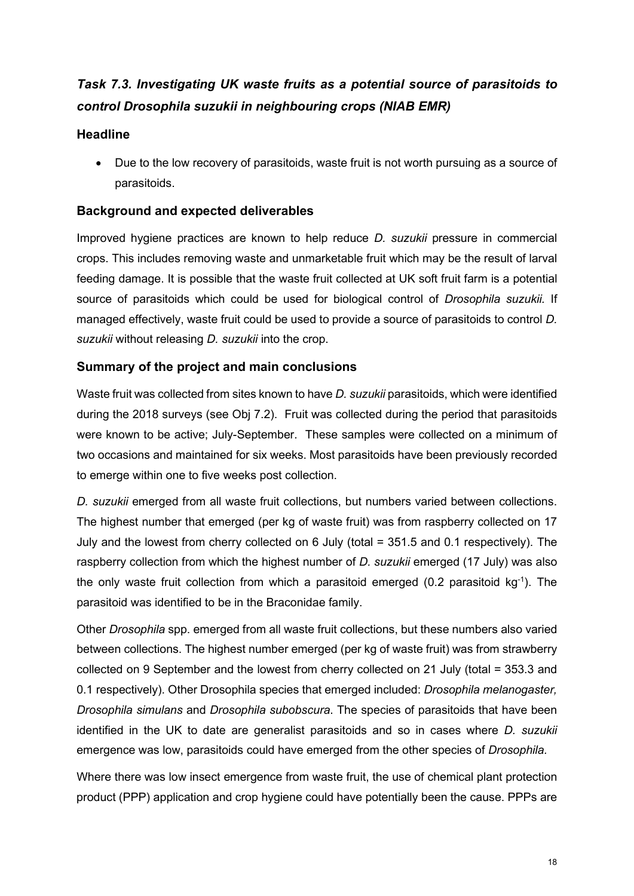## *Task 7.3. Investigating UK waste fruits as a potential source of parasitoids to control Drosophila suzukii in neighbouring crops (NIAB EMR)*

### Headline

- Due to the low recovery of parasitoids, waste fruit is not worth pursuing as a source of parasitoids.

### Background and expected deliverables

Improved hygiene practices are known to help reduce *D. suzukii* pressure in commercial crops. This includes removing waste and unmarketable fruit which may be the result of larval feeding damage. It is possible that the waste fruit collected at UK soft fruit farm is a potential source of parasitoids which could be used for biological control of *Drosophila suzukii.* If managed effectively, waste fruit could be used to provide a source of parasitoids to control *D. suzukii* without releasing *D. suzukii* into the crop.

### Summary of the project and main conclusions

Waste fruit was collected from sites known to have *D. suzukii* parasitoids, which were identified during the 2018 surveys (see Obj 7.2). Fruit was collected during the period that parasitoids were known to be active; July-September. These samples were collected on a minimum of two occasions and maintained for six weeks. Most parasitoids have been previously recorded to emerge within one to five weeks post collection.

*D. suzukii* emerged from all waste fruit collections, but numbers varied between collections. The highest number that emerged (per kg of waste fruit) was from raspberry collected on 17 July and the lowest from cherry collected on 6 July (total = 351.5 and 0.1 respectively). The raspberry collection from which the highest number of *D. suzukii* emerged (17 July) was also the only waste fruit collection from which a parasitoid emerged (0.2 parasitoid $kg^{-1}$). The parasitoid was identified to be in the Braconidae family.

Other *Drosophila* spp. emerged from all waste fruit collections, but these numbers also varied between collections. The highest number emerged (per kg of waste fruit) was from strawberry collected on 9 September and the lowest from cherry collected on 21 July (total = 353.3 and 0.1 respectively). Other Drosophila species that emerged included: *Drosophila melanogaster, Drosophila simulans* and *Drosophila subobscura*. The species of parasitoids that have been identified in the UK to date are generalist parasitoids and so in cases where *D. suzukii* emergence was low, parasitoids could have emerged from the other species of *Drosophila.*

Where there was low insect emergence from waste fruit, the use of chemical plant protection product (PPP) application and crop hygiene could have potentially been the cause. PPPs are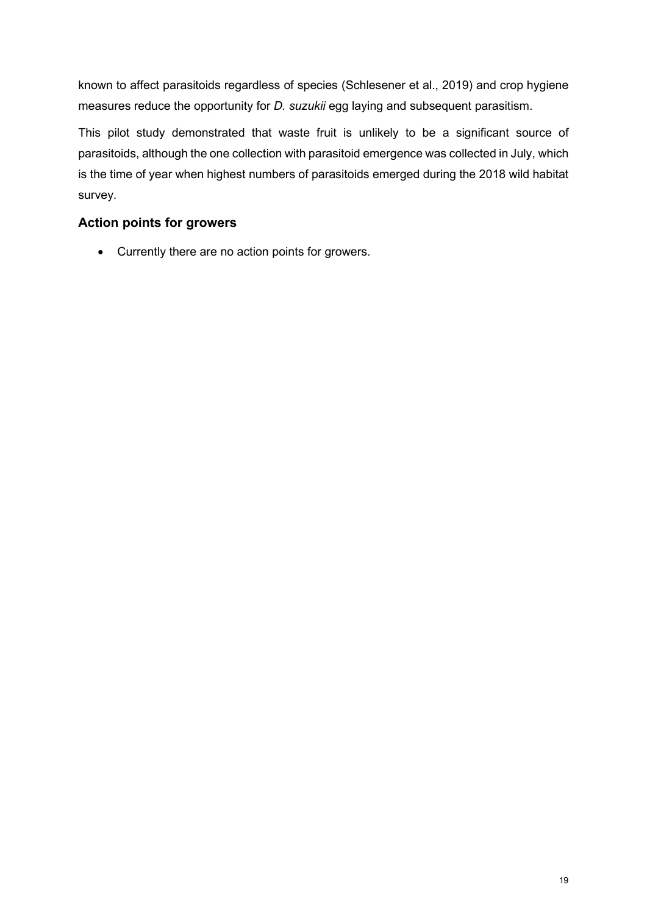known to affect parasitoids regardless of species (Schlesener et al., 2019) and crop hygiene measures reduce the opportunity for *D. suzukii* egg laying and subsequent parasitism.

This pilot study demonstrated that waste fruit is unlikely to be a significant source of parasitoids, although the one collection with parasitoid emergence was collected in July, which is the time of year when highest numbers of parasitoids emerged during the 2018 wild habitat survey.

### Action points for growers

- Currently there are no action points for growers.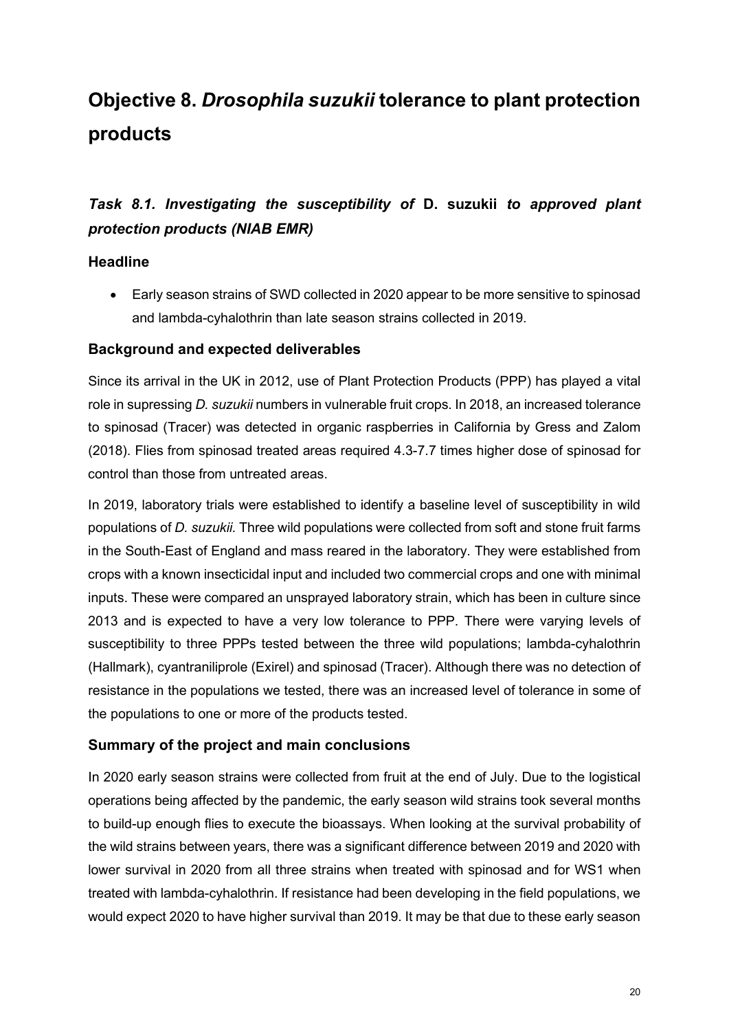# Objective 8. *Drosophila suzukii* tolerance to plant protection products

### *Task 8.1. Investigating the susceptibility of* D. suzukii *to approved plant protection products (NIAB EMR)*

#### Headline

- Early season strains of SWD collected in 2020 appear to be more sensitive to spinosad and lambda-cyhalothrin than late season strains collected in 2019.

#### Background and expected deliverables

Since its arrival in the UK in 2012, use of Plant Protection Products (PPP) has played a vital role in supressing *D. suzukii* numbers in vulnerable fruit crops. In 2018, an increased tolerance to spinosad (Tracer) was detected in organic raspberries in California by Gress and Zalom (2018). Flies from spinosad treated areas required 4.3-7.7 times higher dose of spinosad for control than those from untreated areas.

In 2019, laboratory trials were established to identify a baseline level of susceptibility in wild populations of *D. suzukii.* Three wild populations were collected from soft and stone fruit farms in the South-East of England and mass reared in the laboratory. They were established from crops with a known insecticidal input and included two commercial crops and one with minimal inputs. These were compared an unsprayed laboratory strain, which has been in culture since 2013 and is expected to have a very low tolerance to PPP. There were varying levels of susceptibility to three PPPs tested between the three wild populations; lambda-cyhalothrin (Hallmark), cyantraniliprole (Exirel) and spinosad (Tracer). Although there was no detection of resistance in the populations we tested, there was an increased level of tolerance in some of the populations to one or more of the products tested.

#### Summary of the project and main conclusions

In 2020 early season strains were collected from fruit at the end of July. Due to the logistical operations being affected by the pandemic, the early season wild strains took several months to build-up enough flies to execute the bioassays. When looking at the survival probability of the wild strains between years, there was a significant difference between 2019 and 2020 with lower survival in 2020 from all three strains when treated with spinosad and for WS1 when treated with lambda-cyhalothrin. If resistance had been developing in the field populations, we would expect 2020 to have higher survival than 2019. It may be that due to these early season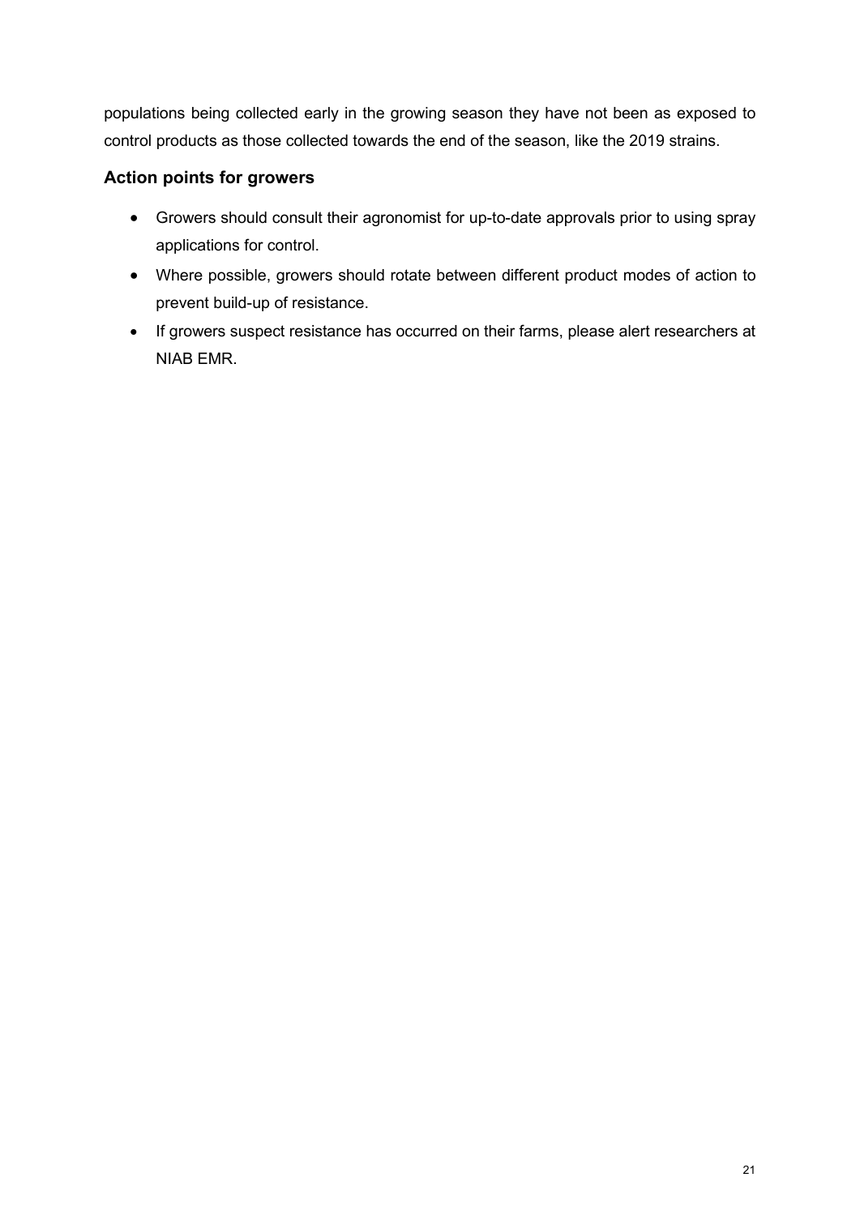populations being collected early in the growing season they have not been as exposed to control products as those collected towards the end of the season, like the 2019 strains.

### Action points for growers

- Growers should consult their agronomist for up-to-date approvals prior to using spray applications for control.
- Where possible, growers should rotate between different product modes of action to prevent build-up of resistance.
- If growers suspect resistance has occurred on their farms, please alert researchers at NIAB EMR.